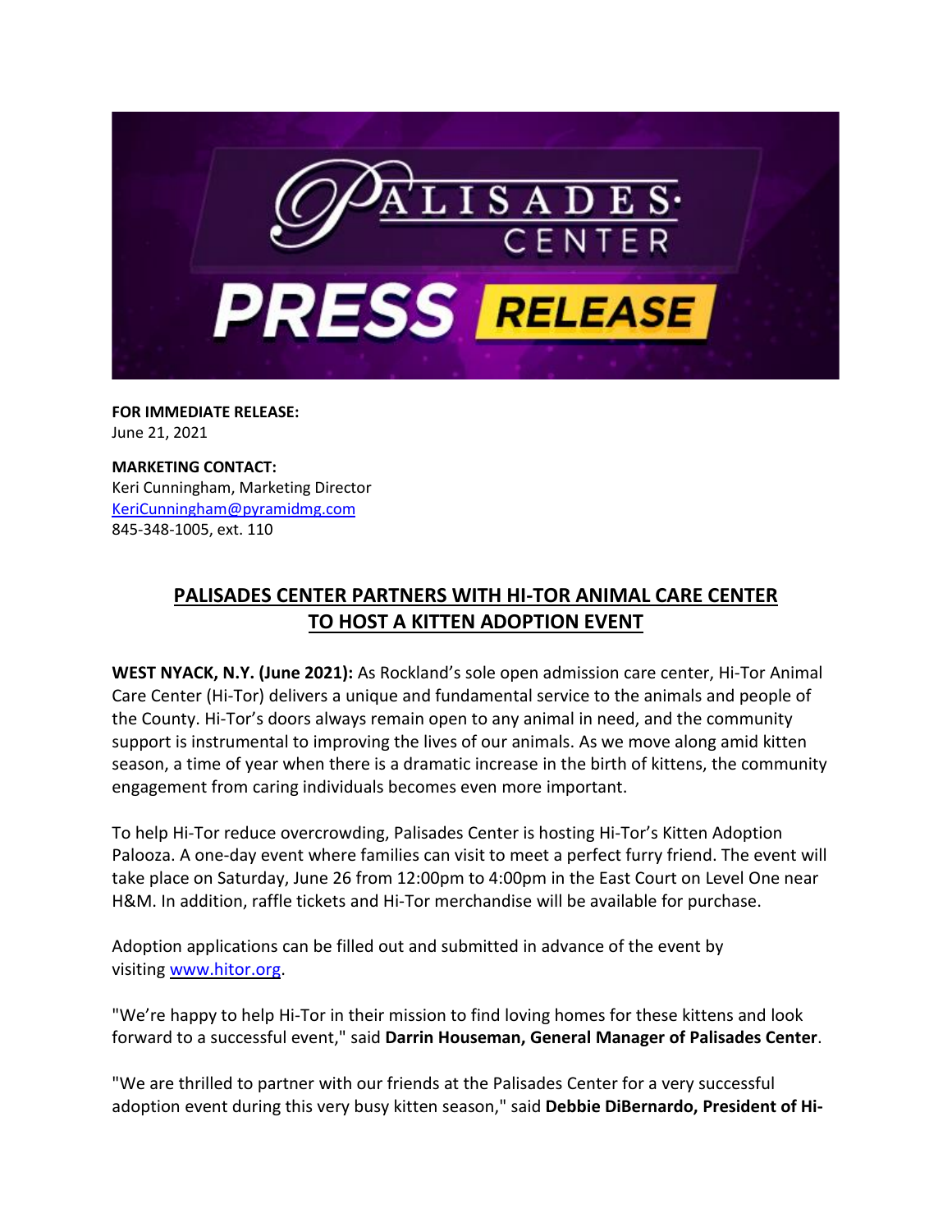**FOR IMMEDIATE RELEASE:**
June 21, 2021

**MARKETING CONTACT:**
Keri Cunningham, Marketing Director
KeriCunningham@pyramidmg.com
845-348-1005, ext. 110

## PALISADES CENTER PARTNERS WITH HI-TOR ANIMAL CARE CENTER TO HOST A KITTEN ADOPTION EVENT

**WEST NYACK, N.Y. (June 2021):** As Rockland's sole open admission care center, Hi-Tor Animal Care Center (Hi-Tor) delivers a unique and fundamental service to the animals and people of the County. Hi-Tor's doors always remain open to any animal in need, and the community support is instrumental to improving the lives of our animals. As we move along amid kitten season, a time of year when there is a dramatic increase in the birth of kittens, the community engagement from caring individuals becomes even more important.

To help Hi-Tor reduce overcrowding, Palisades Center is hosting Hi-Tor's Kitten Adoption Palooza. A one-day event where families can visit to meet a perfect furry friend. The event will take place on Saturday, June 26 from 12:00pm to 4:00pm in the East Court on Level One near H&M. In addition, raffle tickets and Hi-Tor merchandise will be available for purchase.

Adoption applications can be filled out and submitted in advance of the event by visiting www.hitor.org.

"We're happy to help Hi-Tor in their mission to find loving homes for these kittens and look forward to a successful event," said **Darrin Houseman, General Manager of Palisades Center**.

"We are thrilled to partner with our friends at the Palisades Center for a very successful adoption event during this very busy kitten season," said **Debbie DiBernardo, President of Hi-**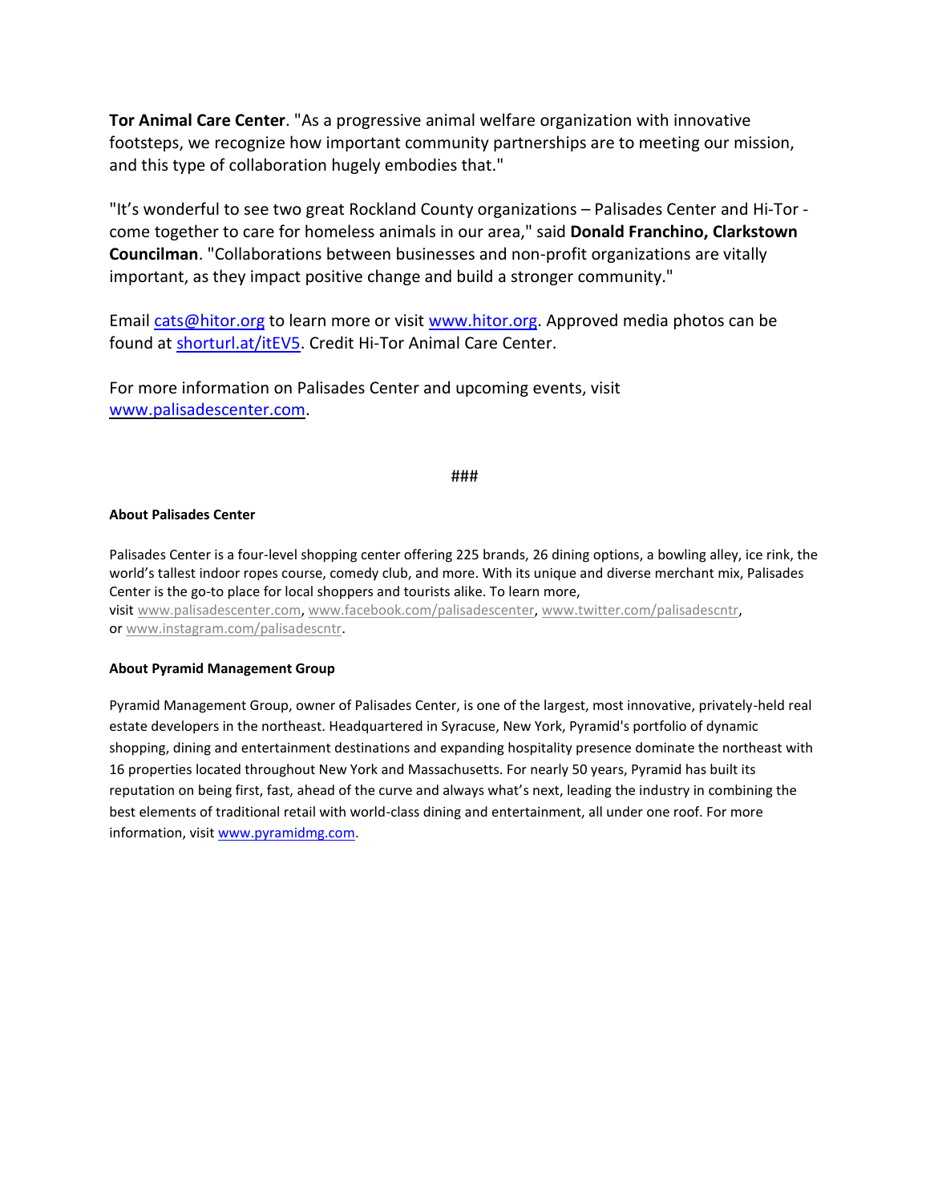**Tor Animal Care Center**. "As a progressive animal welfare organization with innovative footsteps, we recognize how important community partnerships are to meeting our mission, and this type of collaboration hugely embodies that."

"It's wonderful to see two great Rockland County organizations – Palisades Center and Hi-Tor - come together to care for homeless animals in our area," said **Donald Franchino, Clarkstown Councilman**. "Collaborations between businesses and non-profit organizations are vitally important, as they impact positive change and build a stronger community."

Email cats@hitor.org to learn more or visit www.hitor.org. Approved media photos can be found at shorturl.at/itEV5. Credit Hi-Tor Animal Care Center.

For more information on Palisades Center and upcoming events, visit www.palisadescenter.com.

###

**About Palisades Center**

Palisades Center is a four-level shopping center offering 225 brands, 26 dining options, a bowling alley, ice rink, the world's tallest indoor ropes course, comedy club, and more. With its unique and diverse merchant mix, Palisades Center is the go-to place for local shoppers and tourists alike. To learn more, visit www.palisadescenter.com, www.facebook.com/palisadescenter, www.twitter.com/palisadescntr, or www.instagram.com/palisadescntr.

**About Pyramid Management Group**

Pyramid Management Group, owner of Palisades Center, is one of the largest, most innovative, privately-held real estate developers in the northeast. Headquartered in Syracuse, New York, Pyramid's portfolio of dynamic shopping, dining and entertainment destinations and expanding hospitality presence dominate the northeast with 16 properties located throughout New York and Massachusetts. For nearly 50 years, Pyramid has built its reputation on being first, fast, ahead of the curve and always what's next, leading the industry in combining the best elements of traditional retail with world-class dining and entertainment, all under one roof. For more information, visit www.pyramidmg.com.